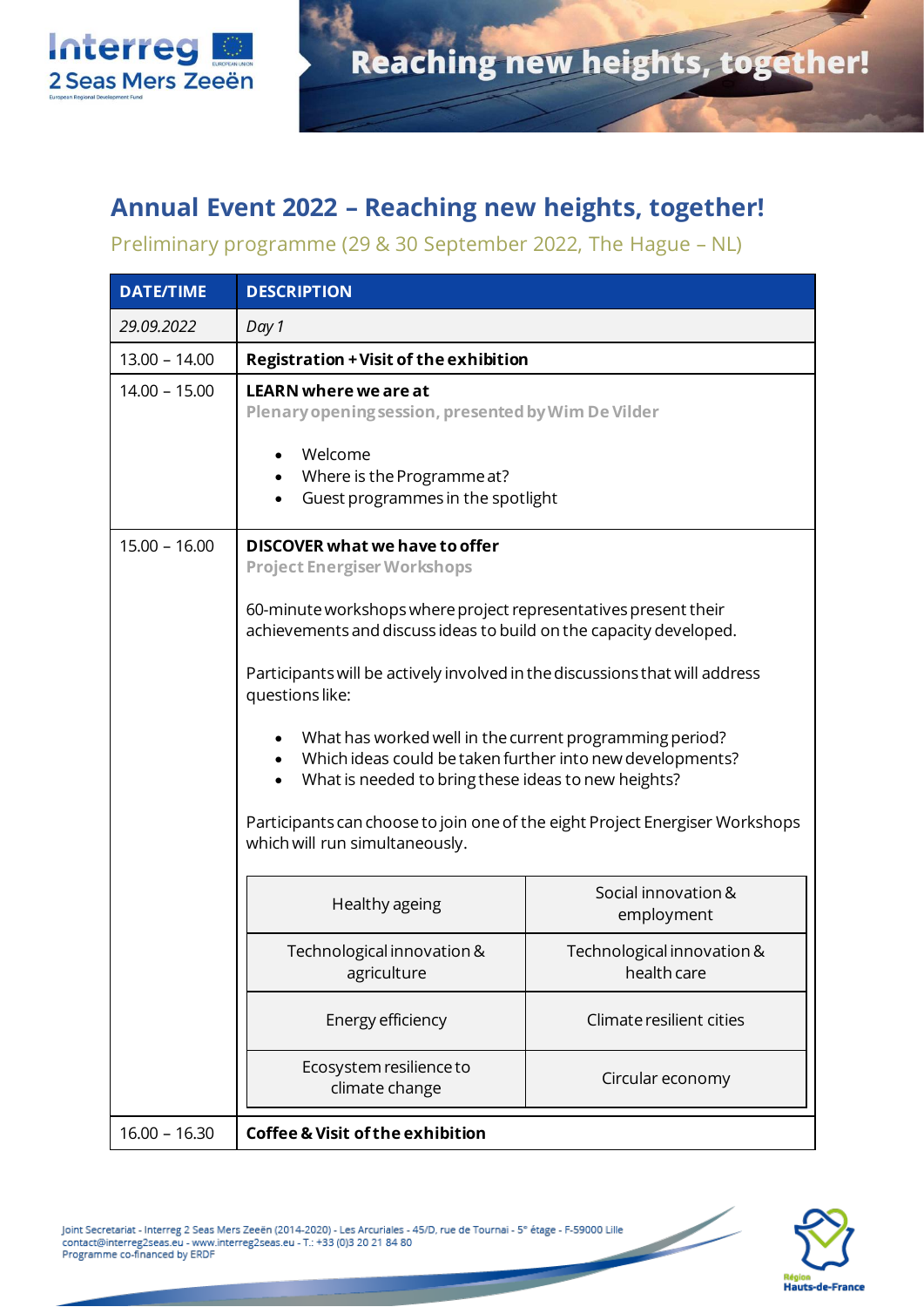# Annual Event 2022 – Reaching new heights, together!

Preliminary programme (29 & 30 September 2022, The Hague – NL)

| DATE/TIME | DESCRIPTION |
|---|---|
| *29.09.2022* | *Day 1* |
| 13.00 – 14.00 | **Registration + Visit of the exhibition** |
| 14.00 – 15.00 | **LEARN where we are at**<br>**Plenary opening session, presented by Wim De Vilder**<br>• Welcome<br>• Where is the Programme at?<br>• Guest programmes in the spotlight |
| 15.00 – 16.00 | **DISCOVER what we have to offer**<br>**Project Energiser Workshops**<br>60-minute workshops where project representatives present their achievements and discuss ideas to build on the capacity developed.<br>Participants will be actively involved in the discussions that will address questions like:<br>• What has worked well in the current programming period?<br>• Which ideas could be taken further into new developments?<br>• What is needed to bring these ideas to new heights?<br>Participants can choose to join one of the eight Project Energiser Workshops which will run simultaneously.<br>Healthy ageing / Social innovation & employment<br>Technological innovation & agriculture / Technological innovation & health care<br>Energy efficiency / Climate resilient cities<br>Ecosystem resilience to climate change / Circular economy |
| 16.00 – 16.30 | **Coffee & Visit of the exhibition** |

| | |
|---|---|
| Healthy ageing | Social innovation & employment |
| Technological innovation & agriculture | Technological innovation & health care |
| Energy efficiency | Climate resilient cities |
| Ecosystem resilience to climate change | Circular economy |

Joint Secretariat - Interreg 2 Seas Mers Zeeën (2014-2020) - Les Arcuriales - 45/D, rue de Tournai - 5e étage - F-59000 Lille
contact@interreg2seas.eu - www.interreg2seas.eu - T.: +33 (0)3 20 21 84 80
Programme co-financed by ERDF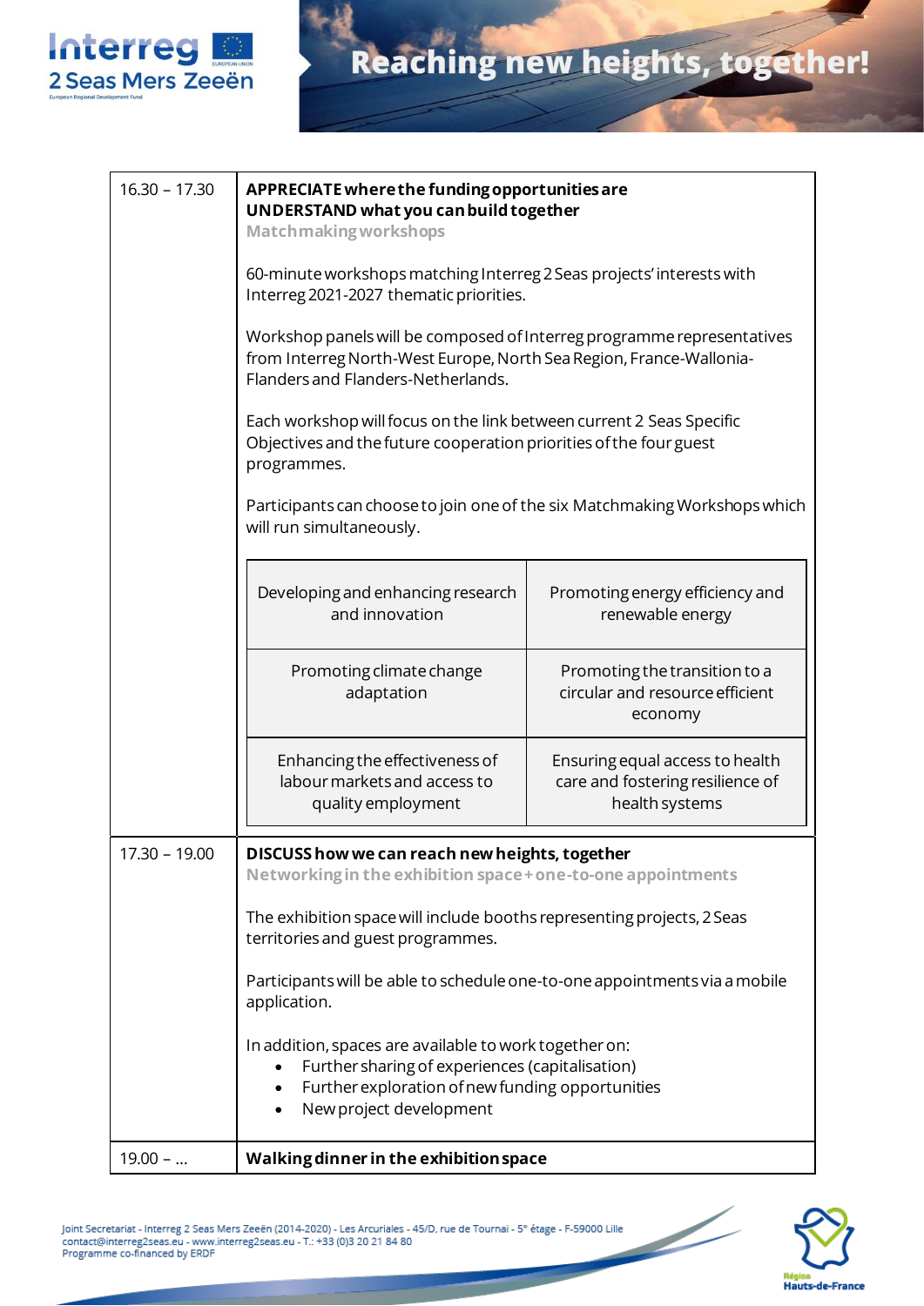| | |
|---|---|
| 16.30 – 17.30 | **APPRECIATE where the funding opportunities are**<br>**UNDERSTAND what you can build together**<br>**Matchmaking workshops**<br><br>60-minute workshops matching Interreg 2 Seas projects' interests with Interreg 2021-2027 thematic priorities.<br><br>Workshop panels will be composed of Interreg programme representatives from Interreg North-West Europe, North Sea Region, France-Wallonia-Flanders and Flanders-Netherlands.<br><br>Each workshop will focus on the link between current 2 Seas Specific Objectives and the future cooperation priorities of the four guest programmes.<br><br>Participants can choose to join one of the six Matchmaking Workshops which will run simultaneously.<br><br>• Developing and enhancing research and innovation<br>• Promoting energy efficiency and renewable energy<br>• Promoting climate change adaptation<br>• Promoting the transition to a circular and resource efficient economy<br>• Enhancing the effectiveness of labour markets and access to quality employment<br>• Ensuring equal access to health care and fostering resilience of health systems |
| 17.30 – 19.00 | **DISCUSS how we can reach new heights, together**<br>**Networking in the exhibition space + one-to-one appointments**<br><br>The exhibition space will include booths representing projects, 2 Seas territories and guest programmes.<br><br>Participants will be able to schedule one-to-one appointments via a mobile application.<br><br>In addition, spaces are available to work together on:<br>• Further sharing of experiences (capitalisation)<br>• Further exploration of new funding opportunities<br>• New project development |
| 19.00 – … | **Walking dinner in the exhibition space** |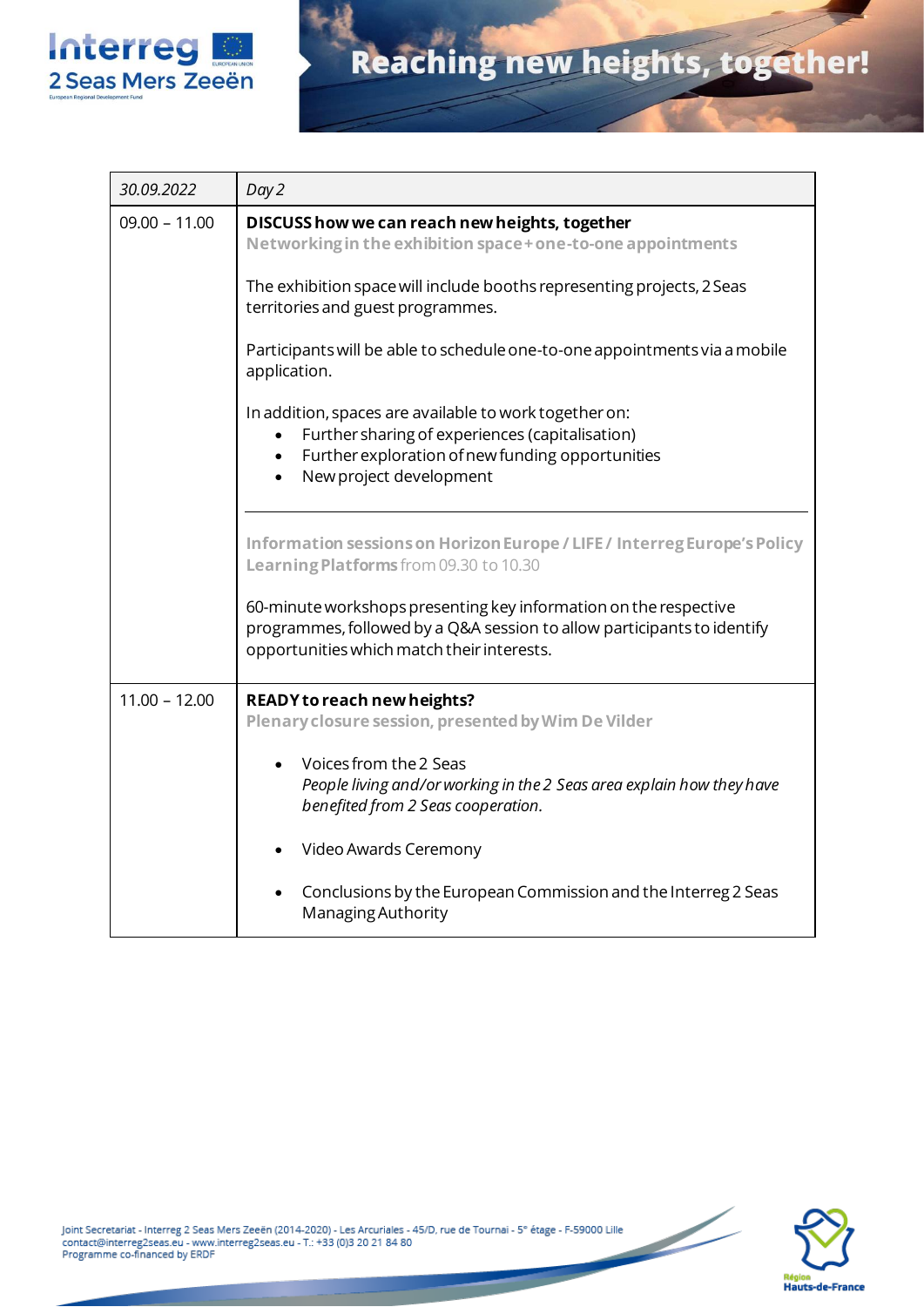| 30.09.2022 | Day 2 |
|---|---|
| 09.00 – 11.00 | **DISCUSS how we can reach new heights, together**<br>**Networking in the exhibition space + one-to-one appointments**<br><br>The exhibition space will include booths representing projects, 2 Seas territories and guest programmes.<br><br>Participants will be able to schedule one-to-one appointments via a mobile application.<br><br>In addition, spaces are available to work together on:<br>• Further sharing of experiences (capitalisation)<br>• Further exploration of new funding opportunities<br>• New project development<br><br>---<br><br>**Information sessions on Horizon Europe / LIFE / Interreg Europe's Policy Learning Platforms** from 09.30 to 10.30<br><br>60-minute workshops presenting key information on the respective programmes, followed by a Q&A session to allow participants to identify opportunities which match their interests. |
| 11.00 – 12.00 | **READY to reach new heights?**<br>**Plenary closure session, presented by Wim De Vilder**<br><br>• Voices from the 2 Seas<br>*People living and/or working in the 2 Seas area explain how they have benefited from 2 Seas cooperation.*<br><br>• Video Awards Ceremony<br><br>• Conclusions by the European Commission and the Interreg 2 Seas Managing Authority |